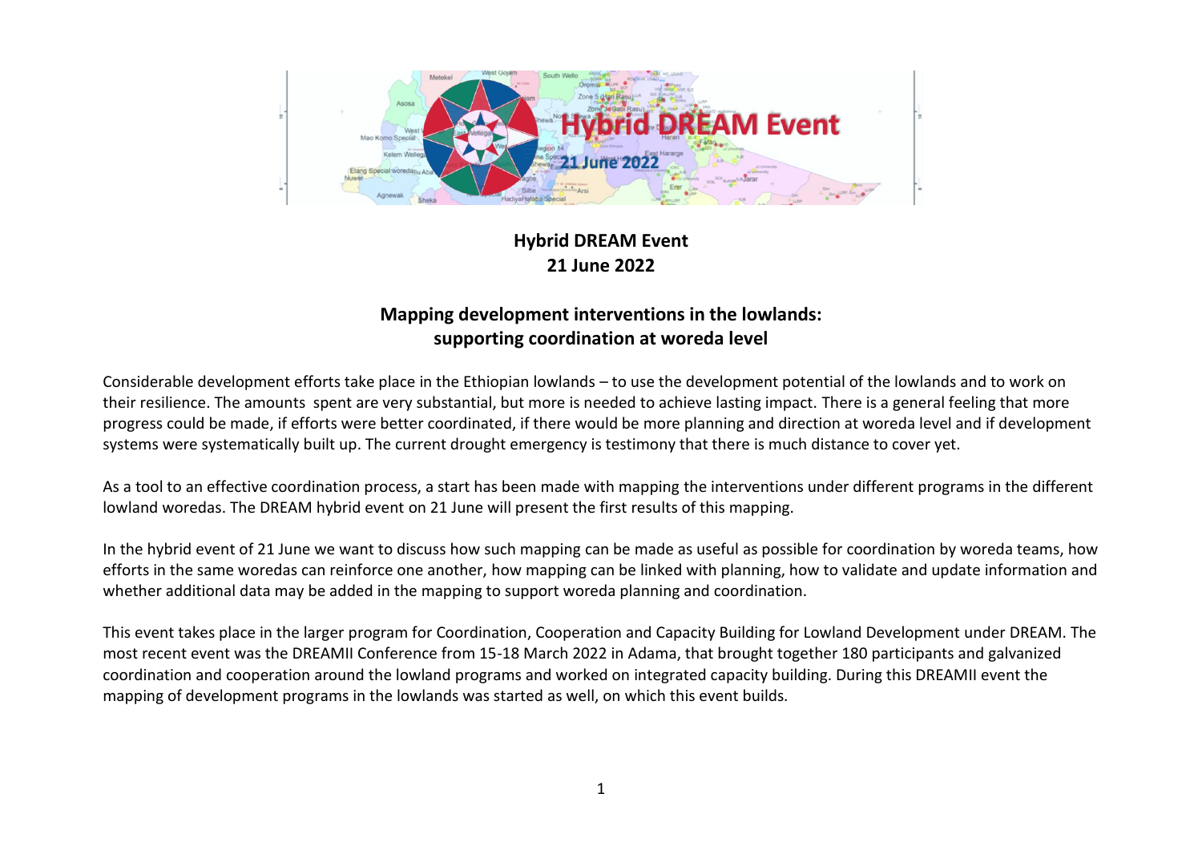# Hybrid DREAM Event
## 21 June 2022

## Mapping development interventions in the lowlands: supporting coordination at woreda level

Considerable development efforts take place in the Ethiopian lowlands – to use the development potential of the lowlands and to work on their resilience. The amounts spent are very substantial, but more is needed to achieve lasting impact. There is a general feeling that more progress could be made, if efforts were better coordinated, if there would be more planning and direction at woreda level and if development systems were systematically built up. The current drought emergency is testimony that there is much distance to cover yet.

As a tool to an effective coordination process, a start has been made with mapping the interventions under different programs in the different lowland woredas. The DREAM hybrid event on 21 June will present the first results of this mapping.

In the hybrid event of 21 June we want to discuss how such mapping can be made as useful as possible for coordination by woreda teams, how efforts in the same woredas can reinforce one another, how mapping can be linked with planning, how to validate and update information and whether additional data may be added in the mapping to support woreda planning and coordination.

This event takes place in the larger program for Coordination, Cooperation and Capacity Building for Lowland Development under DREAM. The most recent event was the DREAMII Conference from 15-18 March 2022 in Adama, that brought together 180 participants and galvanized coordination and cooperation around the lowland programs and worked on integrated capacity building. During this DREAMII event the mapping of development programs in the lowlands was started as well, on which this event builds.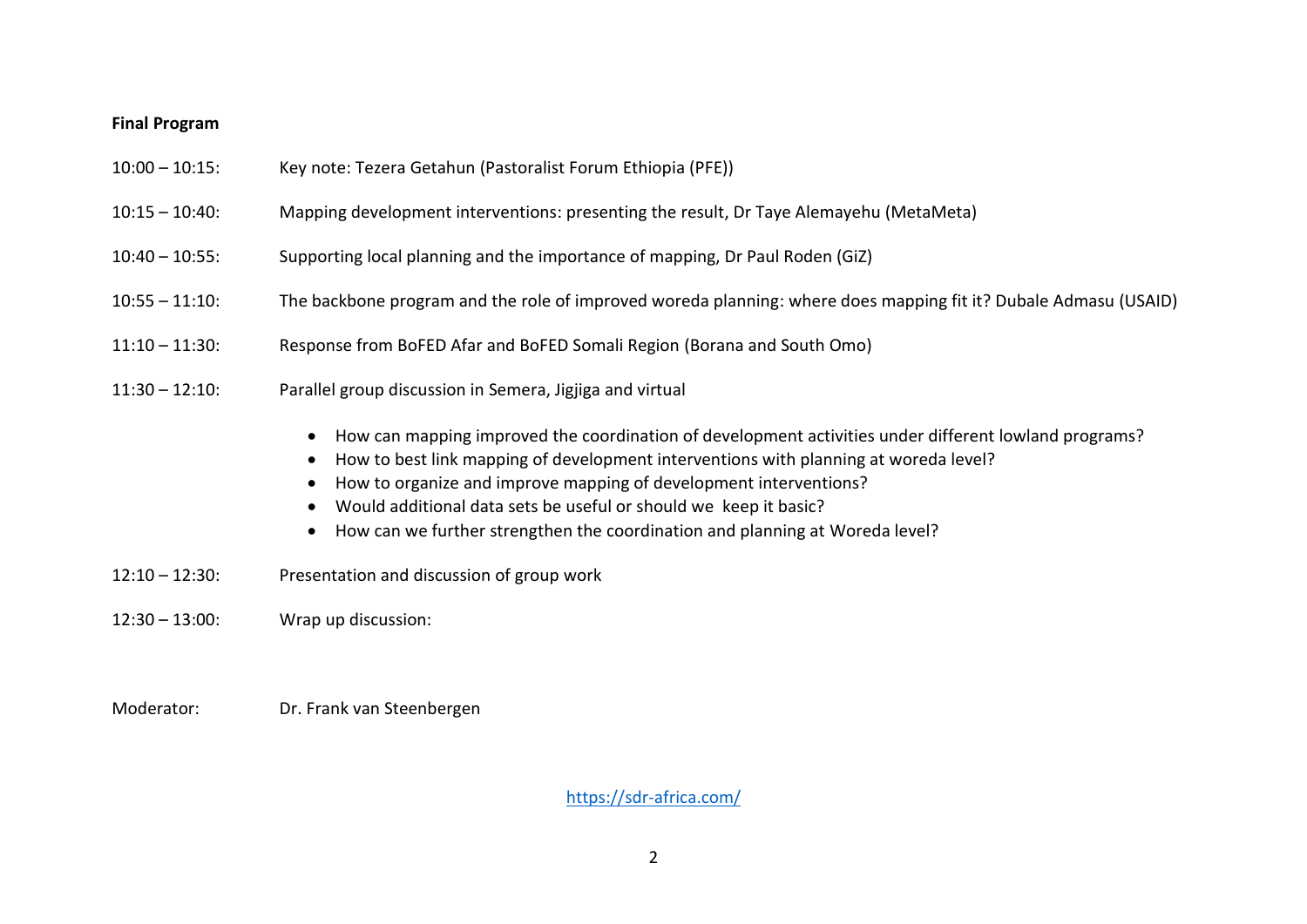**Final Program**

10:00 – 10:15: Key note: Tezera Getahun (Pastoralist Forum Ethiopia (PFE))

10:15 – 10:40: Mapping development interventions: presenting the result, Dr Taye Alemayehu (MetaMeta)

10:40 – 10:55: Supporting local planning and the importance of mapping, Dr Paul Roden (GiZ)

10:55 – 11:10: The backbone program and the role of improved woreda planning: where does mapping fit it? Dubale Admasu (USAID)

11:10 – 11:30: Response from BoFED Afar and BoFED Somali Region (Borana and South Omo)

11:30 – 12:10: Parallel group discussion in Semera, Jigjiga and virtual

- How can mapping improved the coordination of development activities under different lowland programs?
- How to best link mapping of development interventions with planning at woreda level?
- How to organize and improve mapping of development interventions?
- Would additional data sets be useful or should we keep it basic?
- How can we further strengthen the coordination and planning at Woreda level?

12:10 – 12:30: Presentation and discussion of group work

12:30 – 13:00: Wrap up discussion:

Moderator: Dr. Frank van Steenbergen

https://sdr-africa.com/